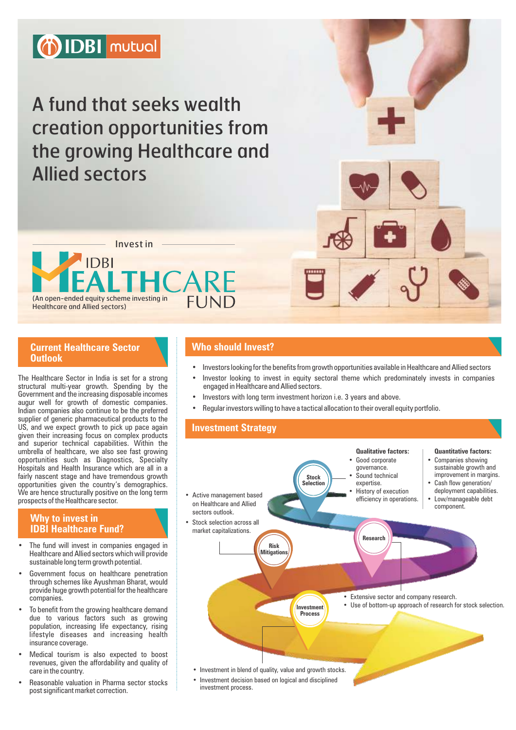IDBI mutual

# A fund that seeks wealth creation opportunities from the growing Healthcare and Allied sectors

Invest in

## IDBI HEALTHCARE FUND

(An open-ended equity scheme investing in Healthcare and Allied sectors)

### Current Healthcare Sector Outlook

The Healthcare Sector in India is set for a strong structural multi-year growth. Spending by the Government and the increasing disposable incomes augur well for growth of domestic companies. Indian companies also continue to be the preferred supplier of generic pharmaceutical products to the US, and we expect growth to pick up pace again given their increasing focus on complex products and superior technical capabilities. Within the umbrella of healthcare, we also see fast growing opportunities such as Diagnostics, Specialty Hospitals and Health Insurance which are all in a fairly nascent stage and have tremendous growth opportunities given the country's demographics. We are hence structurally positive on the long term prospects of the Healthcare sector.

### Why to invest in IDBI Healthcare Fund?

- The fund will invest in companies engaged in Healthcare and Allied sectors which will provide sustainable long term growth potential.
- Government focus on healthcare penetration through schemes like Ayushman Bharat, would provide huge growth potential for the healthcare companies.
- To benefit from the growing healthcare demand due to various factors such as growing population, increasing life expectancy, rising lifestyle diseases and increasing health insurance coverage.
- Medical tourism is also expected to boost revenues, given the affordability and quality of care in the country.
- Reasonable valuation in Pharma sector stocks post significant market correction.

### Who should Invest?

- Investors looking for the benefits from growth opportunities available in Healthcare and Allied sectors
- Investor looking to invest in equity sectoral theme which predominately invests in companies engaged in Healthcare and Allied sectors.
- Investors with long term investment horizon i.e. 3 years and above.
- Regular investors willing to have a tactical allocation to their overall equity portfolio.

### Investment Strategy

**Stock Selection**

- Active management based on Healthcare and Allied sectors outlook.
- Stock selection across all market capitalizations.

**Qualitative factors:**

- Good corporate governance.
- Sound technical expertise.
- History of execution efficiency in operations.

**Quantitative factors:**

- Companies showing sustainable growth and improvement in margins.
- Cash flow generation/ deployment capabilities.
- Low/manageable debt component.

**Risk Mitigations**

**Research**

- Extensive sector and company research.
- Use of bottom-up approach of research for stock selection.

**Investment Process**

- Investment in blend of quality, value and growth stocks.
- Investment decision based on logical and disciplined investment process.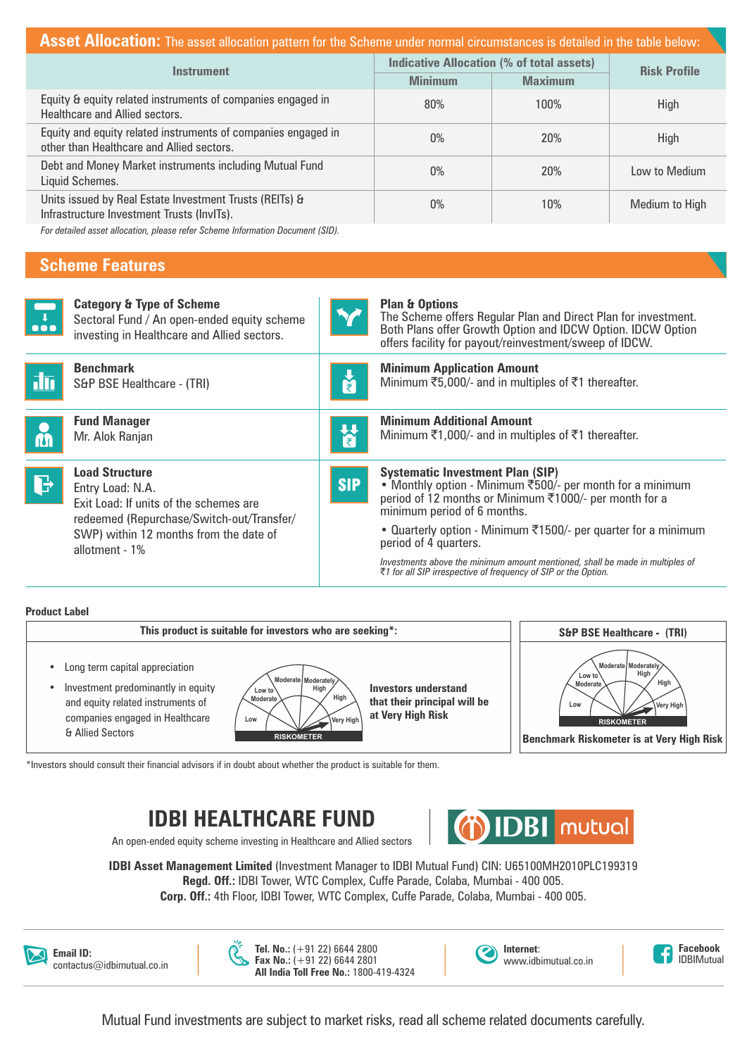## Asset Allocation: The asset allocation pattern for the Scheme under normal circumstances is detailed in the table below:

| Instrument | Indicative Allocation (% of total assets) | | Risk Profile |
|---|---|---|---|
| | Minimum | Maximum | |
| Equity & equity related instruments of companies engaged in Healthcare and Allied sectors. | 80% | 100% | High |
| Equity and equity related instruments of companies engaged in other than Healthcare and Allied sectors. | 0% | 20% | High |
| Debt and Money Market instruments including Mutual Fund Liquid Schemes. | 0% | 20% | Low to Medium |
| Units issued by Real Estate Investment Trusts (REITs) & Infrastructure Investment Trusts (InvITs). | 0% | 10% | Medium to High |

*For detailed asset allocation, please refer Scheme Information Document (SID).*

## Scheme Features

**Category & Type of Scheme**
Sectoral Fund / An open-ended equity scheme investing in Healthcare and Allied sectors.

**Plan & Options**
The Scheme offers Regular Plan and Direct Plan for investment. Both Plans offer Growth Option and IDCW Option. IDCW Option offers facility for payout/reinvestment/sweep of IDCW.

**Benchmark**
S&P BSE Healthcare - (TRI)

**Minimum Application Amount**
Minimum ₹5,000/- and in multiples of ₹1 thereafter.

**Fund Manager**
Mr. Alok Ranjan

**Minimum Additional Amount**
Minimum ₹1,000/- and in multiples of ₹1 thereafter.

**Load Structure**
Entry Load: N.A.
Exit Load: If units of the schemes are redeemed (Repurchase/Switch-out/Transfer/SWP) within 12 months from the date of allotment - 1%

**Systematic Investment Plan (SIP)**
- Monthly option - Minimum ₹500/- per month for a minimum period of 12 months or Minimum ₹1000/- per month for a minimum period of 6 months.
- Quarterly option - Minimum ₹1500/- per quarter for a minimum period of 4 quarters.

*Investments above the minimum amount mentioned, shall be made in multiples of ₹1 for all SIP irrespective of frequency of SIP or the Option.*

**Product Label**

**This product is suitable for investors who are seeking*:**

- Long term capital appreciation
- Investment predominantly in equity and equity related instruments of companies engaged in Healthcare & Allied Sectors

Low
Low to Moderate
Moderate
Moderately High
High
Very High
RISKOMETER

**Investors understand that their principal will be at Very High Risk**

**S&P BSE Healthcare - (TRI)**

Low
Low to Moderate
Moderate
Moderately High
High
Very High
RISKOMETER

**Benchmark Riskometer is at Very High Risk**

*Investors should consult their financial advisors if in doubt about whether the product is suitable for them.

# IDBI HEALTHCARE FUND

An open-ended equity scheme investing in Healthcare and Allied sectors

IDBI mutual

**IDBI Asset Management Limited** (Investment Manager to IDBI Mutual Fund) CIN: U65100MH2010PLC199319
**Regd. Off.:** IDBI Tower, WTC Complex, Cuffe Parade, Colaba, Mumbai - 400 005.
**Corp. Off.:** 4th Floor, IDBI Tower, WTC Complex, Cuffe Parade, Colaba, Mumbai - 400 005.

**Email ID:** contactus@idbimutual.co.in

**Tel. No.:** (+91 22) 6644 2800
**Fax No.:** (+91 22) 6644 2801
**All India Toll Free No.:** 1800-419-4324

**Internet:** www.idbimutual.co.in

**Facebook** IDBIMutual

Mutual Fund investments are subject to market risks, read all scheme related documents carefully.